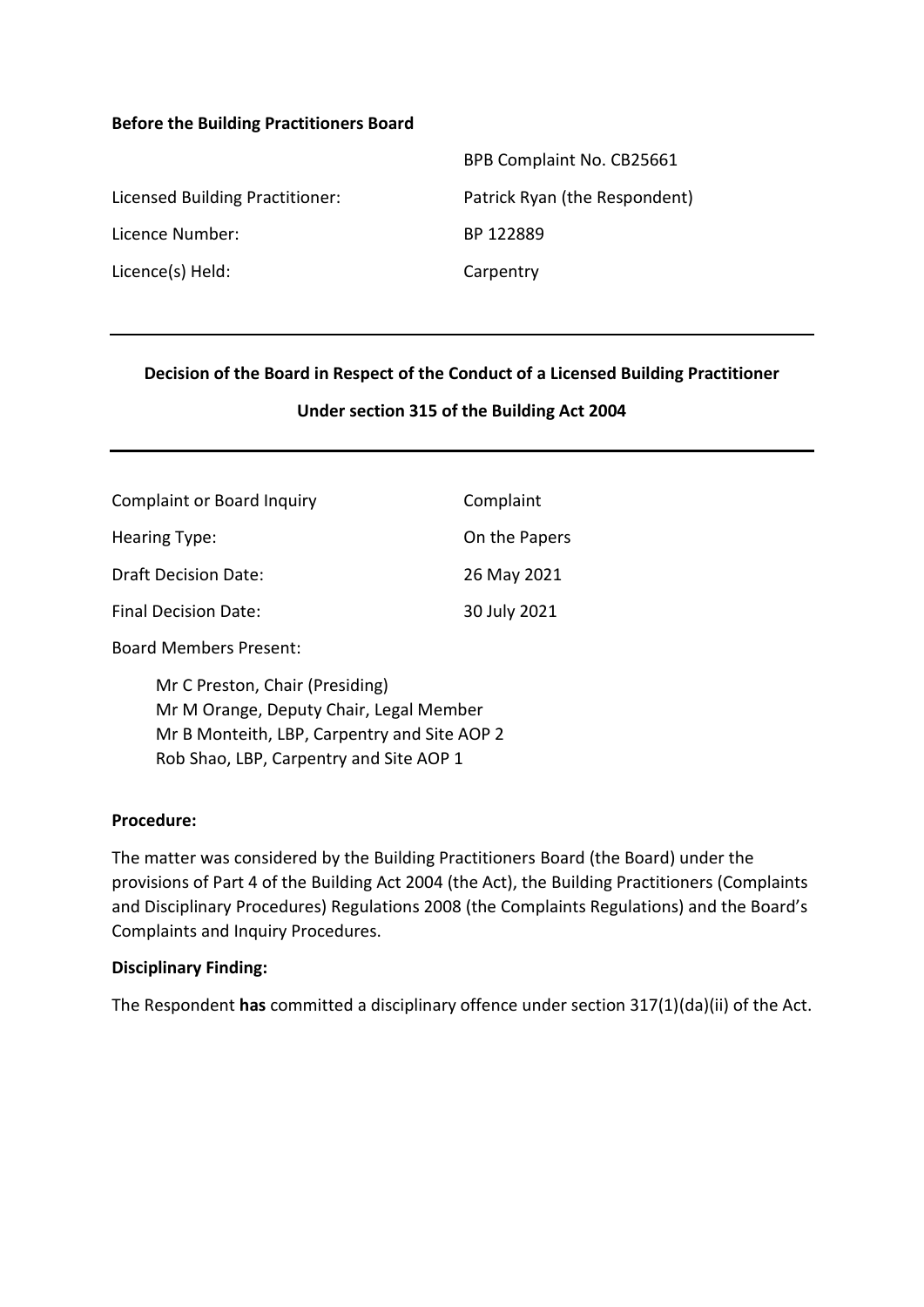**Before the Building Practitioners Board**

| | |
|---|---|
| | BPB Complaint No. CB25661 |
| Licensed Building Practitioner: | Patrick Ryan (the Respondent) |
| Licence Number: | BP 122889 |
| Licence(s) Held: | Carpentry |

---

**Decision of the Board in Respect of the Conduct of a Licensed Building Practitioner**

**Under section 315 of the Building Act 2004**

---

| | |
|---|---|
| Complaint or Board Inquiry | Complaint |
| Hearing Type: | On the Papers |
| Draft Decision Date: | 26 May 2021 |
| Final Decision Date: | 30 July 2021 |

Board Members Present:

Mr C Preston, Chair (Presiding)
Mr M Orange, Deputy Chair, Legal Member
Mr B Monteith, LBP, Carpentry and Site AOP 2
Rob Shao, LBP, Carpentry and Site AOP 1

**Procedure:**

The matter was considered by the Building Practitioners Board (the Board) under the provisions of Part 4 of the Building Act 2004 (the Act), the Building Practitioners (Complaints and Disciplinary Procedures) Regulations 2008 (the Complaints Regulations) and the Board's Complaints and Inquiry Procedures.

**Disciplinary Finding:**

The Respondent **has** committed a disciplinary offence under section 317(1)(da)(ii) of the Act.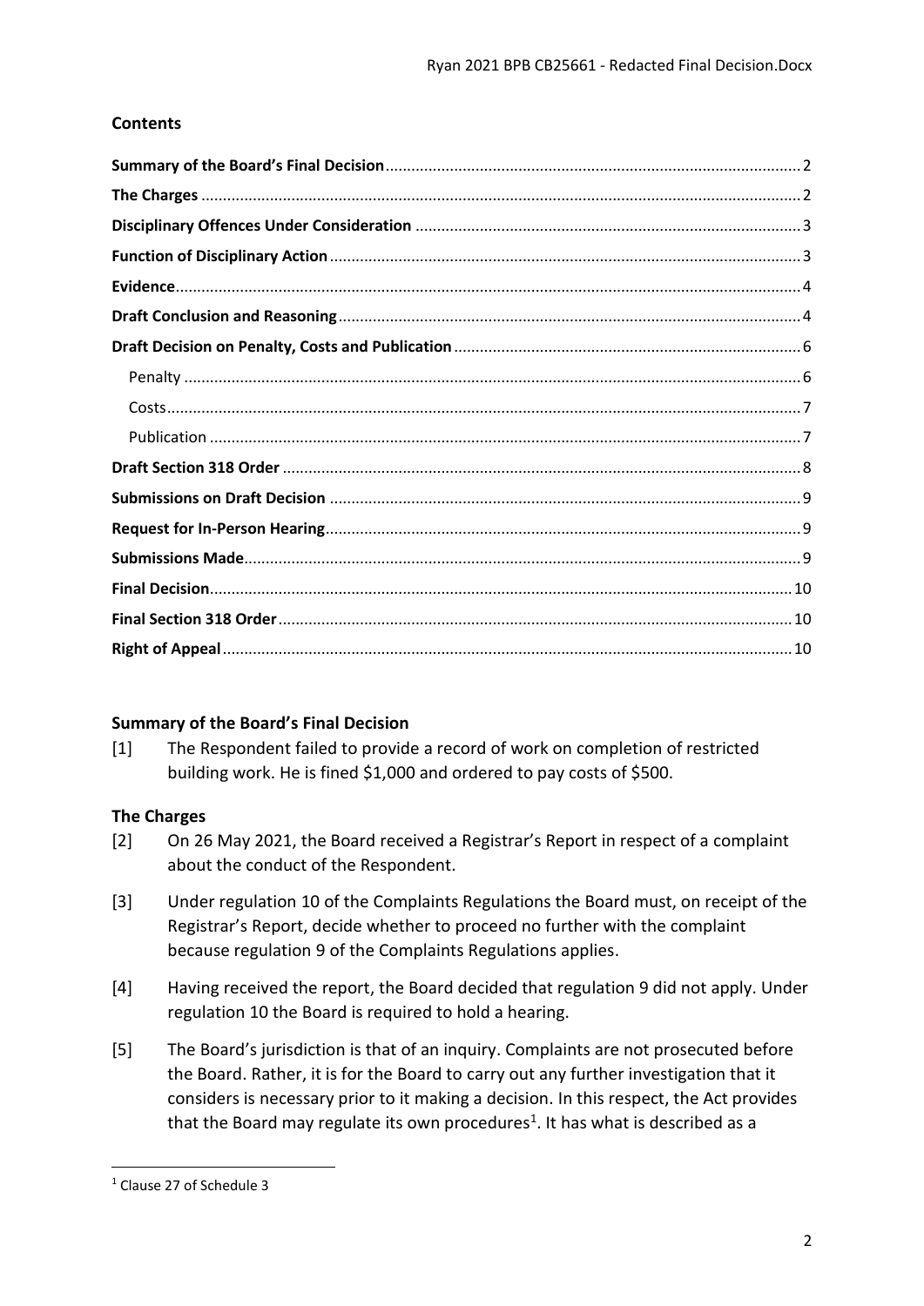## Contents

- **Summary of the Board's Final Decision** ..... 2
- **The Charges** ..... 2
- **Disciplinary Offences Under Consideration** ..... 3
- **Function of Disciplinary Action** ..... 3
- **Evidence** ..... 4
- **Draft Conclusion and Reasoning** ..... 4
- **Draft Decision on Penalty, Costs and Publication** ..... 6
  - Penalty ..... 6
  - Costs ..... 7
  - Publication ..... 7
- **Draft Section 318 Order** ..... 8
- **Submissions on Draft Decision** ..... 9
- **Request for In-Person Hearing** ..... 9
- **Submissions Made** ..... 9
- **Final Decision** ..... 10
- **Final Section 318 Order** ..... 10
- **Right of Appeal** ..... 10

## Summary of the Board's Final Decision

[1] The Respondent failed to provide a record of work on completion of restricted building work. He is fined $1,000 and ordered to pay costs of $500.

## The Charges

[2] On 26 May 2021, the Board received a Registrar's Report in respect of a complaint about the conduct of the Respondent.

[3] Under regulation 10 of the Complaints Regulations the Board must, on receipt of the Registrar's Report, decide whether to proceed no further with the complaint because regulation 9 of the Complaints Regulations applies.

[4] Having received the report, the Board decided that regulation 9 did not apply. Under regulation 10 the Board is required to hold a hearing.

[5] The Board's jurisdiction is that of an inquiry. Complaints are not prosecuted before the Board. Rather, it is for the Board to carry out any further investigation that it considers is necessary prior to it making a decision. In this respect, the Act provides that the Board may regulate its own procedures[1]. It has what is described as a

[1] Clause 27 of Schedule 3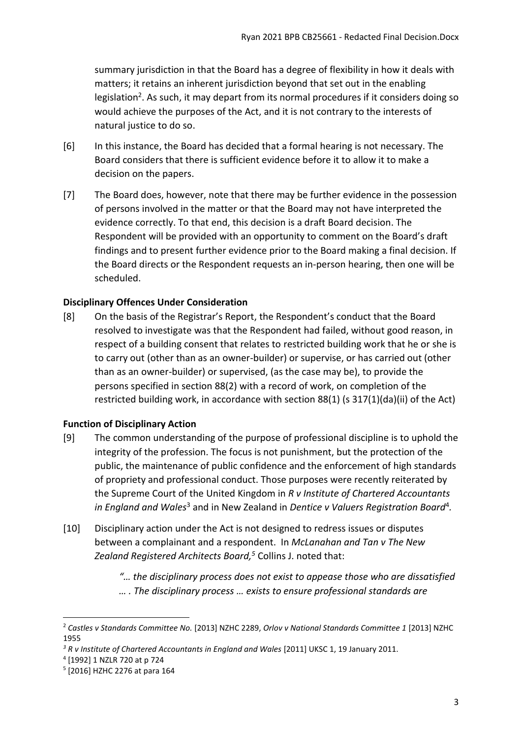summary jurisdiction in that the Board has a degree of flexibility in how it deals with matters; it retains an inherent jurisdiction beyond that set out in the enabling legislation[2]. As such, it may depart from its normal procedures if it considers doing so would achieve the purposes of the Act, and it is not contrary to the interests of natural justice to do so.

[6] In this instance, the Board has decided that a formal hearing is not necessary. The Board considers that there is sufficient evidence before it to allow it to make a decision on the papers.

[7] The Board does, however, note that there may be further evidence in the possession of persons involved in the matter or that the Board may not have interpreted the evidence correctly. To that end, this decision is a draft Board decision. The Respondent will be provided with an opportunity to comment on the Board's draft findings and to present further evidence prior to the Board making a final decision. If the Board directs or the Respondent requests an in-person hearing, then one will be scheduled.

### Disciplinary Offences Under Consideration

[8] On the basis of the Registrar's Report, the Respondent's conduct that the Board resolved to investigate was that the Respondent had failed, without good reason, in respect of a building consent that relates to restricted building work that he or she is to carry out (other than as an owner-builder) or supervise, or has carried out (other than as an owner-builder) or supervised, (as the case may be), to provide the persons specified in section 88(2) with a record of work, on completion of the restricted building work, in accordance with section 88(1) (s 317(1)(da)(ii) of the Act)

### Function of Disciplinary Action

[9] The common understanding of the purpose of professional discipline is to uphold the integrity of the profession. The focus is not punishment, but the protection of the public, the maintenance of public confidence and the enforcement of high standards of propriety and professional conduct. Those purposes were recently reiterated by the Supreme Court of the United Kingdom in *R v Institute of Chartered Accountants in England and Wales*[3] and in New Zealand in *Dentice v Valuers Registration Board*[4].

[10] Disciplinary action under the Act is not designed to redress issues or disputes between a complainant and a respondent. In *McLanahan and Tan v The New Zealand Registered Architects Board,*[5] Collins J. noted that:

> *"… the disciplinary process does not exist to appease those who are dissatisfied … . The disciplinary process … exists to ensure professional standards are*

---

[2] *Castles v Standards Committee No.* [2013] NZHC 2289, *Orlov v National Standards Committee 1* [2013] NZHC 1955

[3] *R v Institute of Chartered Accountants in England and Wales* [2011] UKSC 1, 19 January 2011.

[4] [1992] 1 NZLR 720 at p 724

[5] [2016] HZHC 2276 at para 164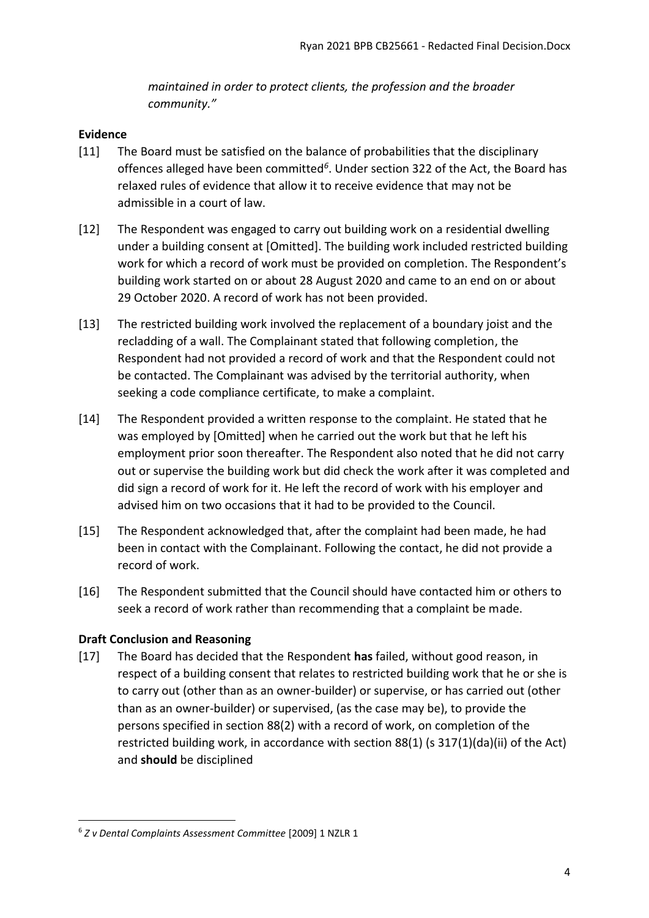*maintained in order to protect clients, the profession and the broader community."*

**Evidence**

[11] The Board must be satisfied on the balance of probabilities that the disciplinary offences alleged have been committed[6]. Under section 322 of the Act, the Board has relaxed rules of evidence that allow it to receive evidence that may not be admissible in a court of law.

[12] The Respondent was engaged to carry out building work on a residential dwelling under a building consent at [Omitted]. The building work included restricted building work for which a record of work must be provided on completion. The Respondent's building work started on or about 28 August 2020 and came to an end on or about 29 October 2020. A record of work has not been provided.

[13] The restricted building work involved the replacement of a boundary joist and the recladding of a wall. The Complainant stated that following completion, the Respondent had not provided a record of work and that the Respondent could not be contacted. The Complainant was advised by the territorial authority, when seeking a code compliance certificate, to make a complaint.

[14] The Respondent provided a written response to the complaint. He stated that he was employed by [Omitted] when he carried out the work but that he left his employment prior soon thereafter. The Respondent also noted that he did not carry out or supervise the building work but did check the work after it was completed and did sign a record of work for it. He left the record of work with his employer and advised him on two occasions that it had to be provided to the Council.

[15] The Respondent acknowledged that, after the complaint had been made, he had been in contact with the Complainant. Following the contact, he did not provide a record of work.

[16] The Respondent submitted that the Council should have contacted him or others to seek a record of work rather than recommending that a complaint be made.

**Draft Conclusion and Reasoning**

[17] The Board has decided that the Respondent **has** failed, without good reason, in respect of a building consent that relates to restricted building work that he or she is to carry out (other than as an owner-builder) or supervise, or has carried out (other than as an owner-builder) or supervised, (as the case may be), to provide the persons specified in section 88(2) with a record of work, on completion of the restricted building work, in accordance with section 88(1) (s 317(1)(da)(ii) of the Act) and **should** be disciplined

[6] *Z v Dental Complaints Assessment Committee* [2009] 1 NZLR 1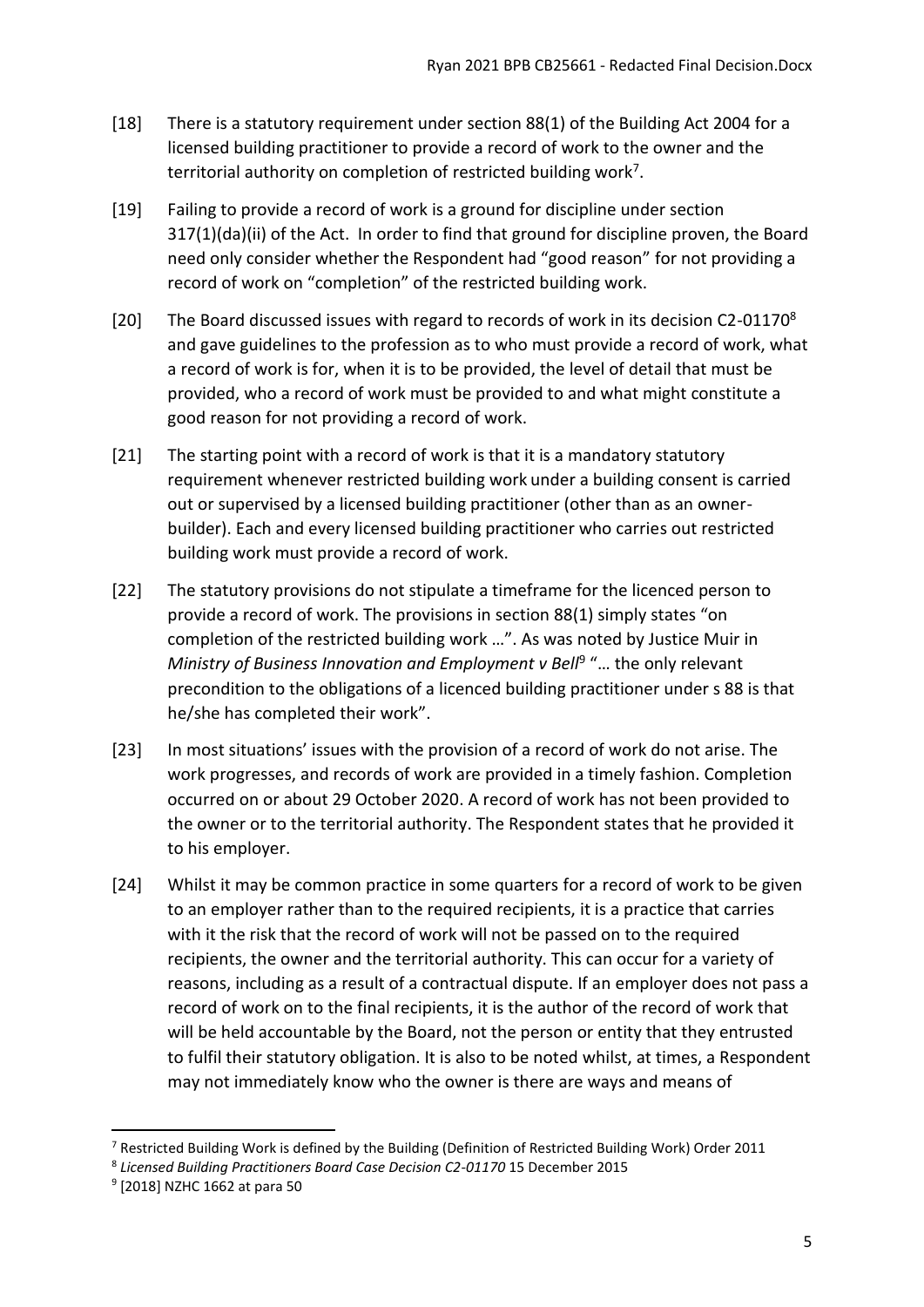[18] There is a statutory requirement under section 88(1) of the Building Act 2004 for a licensed building practitioner to provide a record of work to the owner and the territorial authority on completion of restricted building work[7].

[19] Failing to provide a record of work is a ground for discipline under section 317(1)(da)(ii) of the Act. In order to find that ground for discipline proven, the Board need only consider whether the Respondent had "good reason" for not providing a record of work on "completion" of the restricted building work.

[20] The Board discussed issues with regard to records of work in its decision C2-01170[8] and gave guidelines to the profession as to who must provide a record of work, what a record of work is for, when it is to be provided, the level of detail that must be provided, who a record of work must be provided to and what might constitute a good reason for not providing a record of work.

[21] The starting point with a record of work is that it is a mandatory statutory requirement whenever restricted building work under a building consent is carried out or supervised by a licensed building practitioner (other than as an owner-builder). Each and every licensed building practitioner who carries out restricted building work must provide a record of work.

[22] The statutory provisions do not stipulate a timeframe for the licenced person to provide a record of work. The provisions in section 88(1) simply states "on completion of the restricted building work …". As was noted by Justice Muir in *Ministry of Business Innovation and Employment v Bell*[9] "… the only relevant precondition to the obligations of a licenced building practitioner under s 88 is that he/she has completed their work".

[23] In most situations' issues with the provision of a record of work do not arise. The work progresses, and records of work are provided in a timely fashion. Completion occurred on or about 29 October 2020. A record of work has not been provided to the owner or to the territorial authority. The Respondent states that he provided it to his employer.

[24] Whilst it may be common practice in some quarters for a record of work to be given to an employer rather than to the required recipients, it is a practice that carries with it the risk that the record of work will not be passed on to the required recipients, the owner and the territorial authority. This can occur for a variety of reasons, including as a result of a contractual dispute. If an employer does not pass a record of work on to the final recipients, it is the author of the record of work that will be held accountable by the Board, not the person or entity that they entrusted to fulfil their statutory obligation. It is also to be noted whilst, at times, a Respondent may not immediately know who the owner is there are ways and means of

---

[7] Restricted Building Work is defined by the Building (Definition of Restricted Building Work) Order 2011

[8] *Licensed Building Practitioners Board Case Decision C2-01170* 15 December 2015

[9] [2018] NZHC 1662 at para 50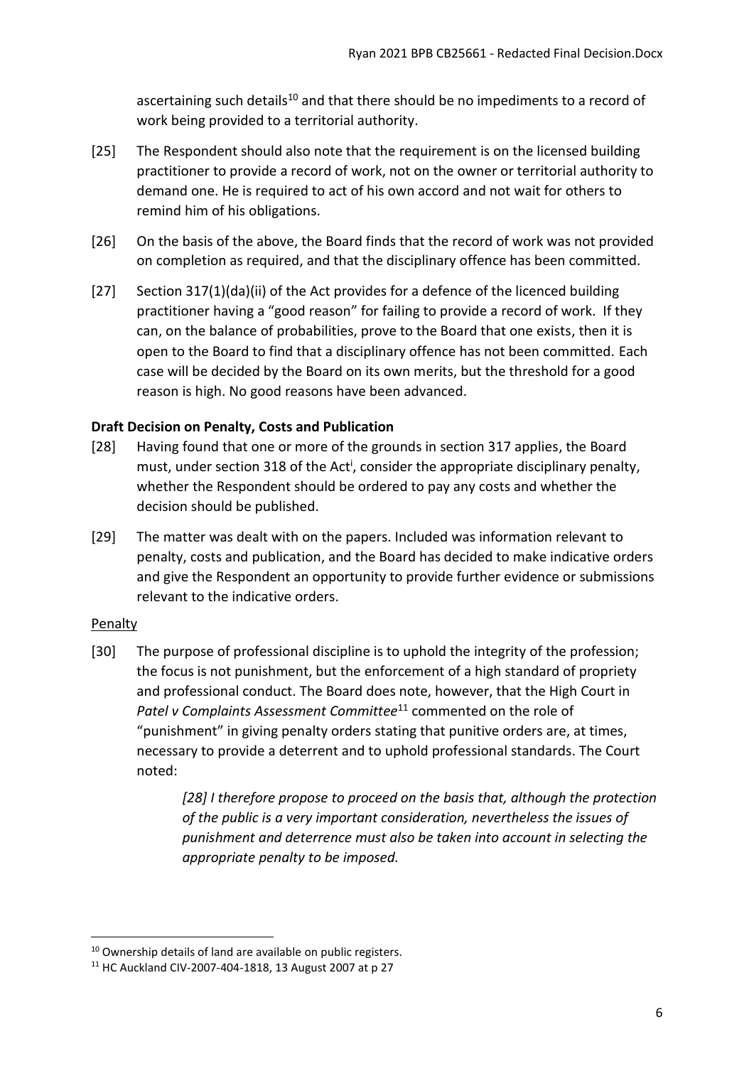ascertaining such details[10] and that there should be no impediments to a record of work being provided to a territorial authority.

[25] The Respondent should also note that the requirement is on the licensed building practitioner to provide a record of work, not on the owner or territorial authority to demand one. He is required to act of his own accord and not wait for others to remind him of his obligations.

[26] On the basis of the above, the Board finds that the record of work was not provided on completion as required, and that the disciplinary offence has been committed.

[27] Section 317(1)(da)(ii) of the Act provides for a defence of the licenced building practitioner having a "good reason" for failing to provide a record of work. If they can, on the balance of probabilities, prove to the Board that one exists, then it is open to the Board to find that a disciplinary offence has not been committed. Each case will be decided by the Board on its own merits, but the threshold for a good reason is high. No good reasons have been advanced.

### Draft Decision on Penalty, Costs and Publication

[28] Having found that one or more of the grounds in section 317 applies, the Board must, under section 318 of the Act[i], consider the appropriate disciplinary penalty, whether the Respondent should be ordered to pay any costs and whether the decision should be published.

[29] The matter was dealt with on the papers. Included was information relevant to penalty, costs and publication, and the Board has decided to make indicative orders and give the Respondent an opportunity to provide further evidence or submissions relevant to the indicative orders.

#### Penalty

[30] The purpose of professional discipline is to uphold the integrity of the profession; the focus is not punishment, but the enforcement of a high standard of propriety and professional conduct. The Board does note, however, that the High Court in *Patel v Complaints Assessment Committee*[11] commented on the role of "punishment" in giving penalty orders stating that punitive orders are, at times, necessary to provide a deterrent and to uphold professional standards. The Court noted:

> *[28] I therefore propose to proceed on the basis that, although the protection of the public is a very important consideration, nevertheless the issues of punishment and deterrence must also be taken into account in selecting the appropriate penalty to be imposed.*

---

[10] Ownership details of land are available on public registers.

[11] HC Auckland CIV-2007-404-1818, 13 August 2007 at p 27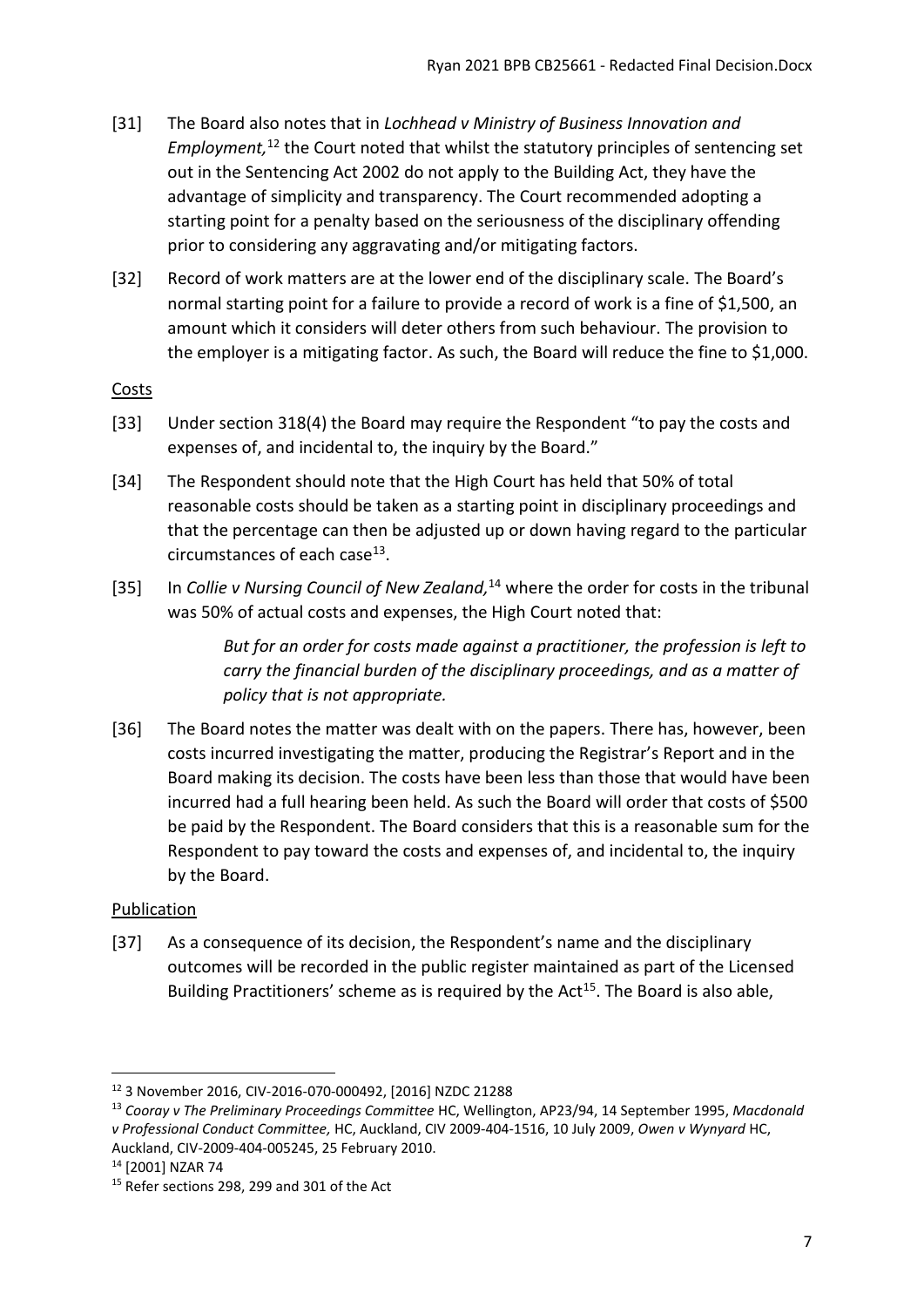[31] The Board also notes that in *Lochhead v Ministry of Business Innovation and Employment,*[12] the Court noted that whilst the statutory principles of sentencing set out in the Sentencing Act 2002 do not apply to the Building Act, they have the advantage of simplicity and transparency. The Court recommended adopting a starting point for a penalty based on the seriousness of the disciplinary offending prior to considering any aggravating and/or mitigating factors.

[32] Record of work matters are at the lower end of the disciplinary scale. The Board's normal starting point for a failure to provide a record of work is a fine of $1,500, an amount which it considers will deter others from such behaviour. The provision to the employer is a mitigating factor. As such, the Board will reduce the fine to $1,000.

Costs

[33] Under section 318(4) the Board may require the Respondent "to pay the costs and expenses of, and incidental to, the inquiry by the Board."

[34] The Respondent should note that the High Court has held that 50% of total reasonable costs should be taken as a starting point in disciplinary proceedings and that the percentage can then be adjusted up or down having regard to the particular circumstances of each case[13].

[35] In *Collie v Nursing Council of New Zealand,*[14] where the order for costs in the tribunal was 50% of actual costs and expenses, the High Court noted that:

> *But for an order for costs made against a practitioner, the profession is left to carry the financial burden of the disciplinary proceedings, and as a matter of policy that is not appropriate.*

[36] The Board notes the matter was dealt with on the papers. There has, however, been costs incurred investigating the matter, producing the Registrar's Report and in the Board making its decision. The costs have been less than those that would have been incurred had a full hearing been held. As such the Board will order that costs of $500 be paid by the Respondent. The Board considers that this is a reasonable sum for the Respondent to pay toward the costs and expenses of, and incidental to, the inquiry by the Board.

Publication

[37] As a consequence of its decision, the Respondent's name and the disciplinary outcomes will be recorded in the public register maintained as part of the Licensed Building Practitioners' scheme as is required by the Act[15]. The Board is also able,

---

[12] 3 November 2016, CIV-2016-070-000492, [2016] NZDC 21288

[13] *Cooray v The Preliminary Proceedings Committee* HC, Wellington, AP23/94, 14 September 1995, *Macdonald v Professional Conduct Committee,* HC, Auckland, CIV 2009-404-1516, 10 July 2009, *Owen v Wynyard* HC, Auckland, CIV-2009-404-005245, 25 February 2010.

[14] [2001] NZAR 74

[15] Refer sections 298, 299 and 301 of the Act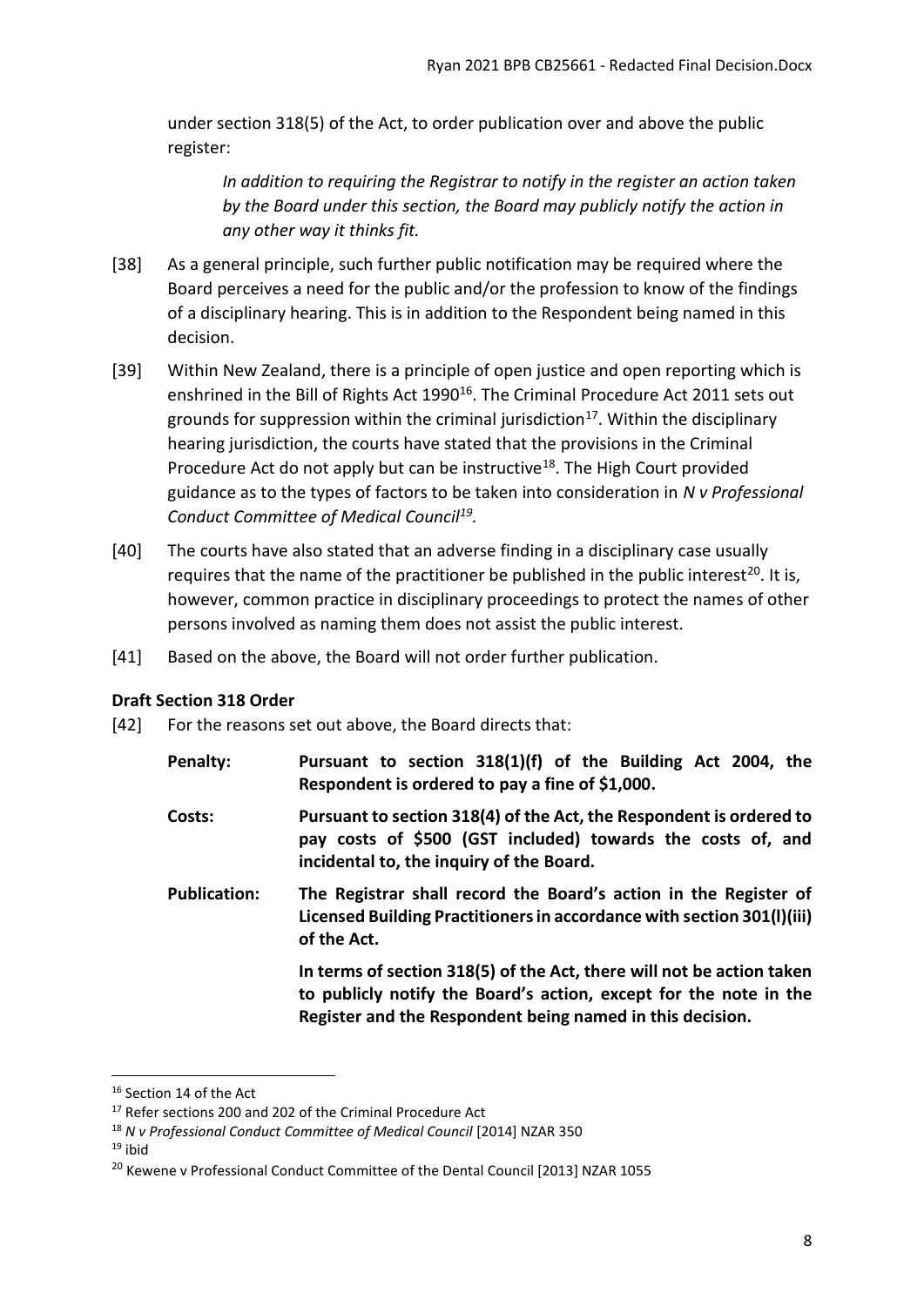under section 318(5) of the Act, to order publication over and above the public register:

> *In addition to requiring the Registrar to notify in the register an action taken by the Board under this section, the Board may publicly notify the action in any other way it thinks fit.*

[38] As a general principle, such further public notification may be required where the Board perceives a need for the public and/or the profession to know of the findings of a disciplinary hearing. This is in addition to the Respondent being named in this decision.

[39] Within New Zealand, there is a principle of open justice and open reporting which is enshrined in the Bill of Rights Act 1990[16]. The Criminal Procedure Act 2011 sets out grounds for suppression within the criminal jurisdiction[17]. Within the disciplinary hearing jurisdiction, the courts have stated that the provisions in the Criminal Procedure Act do not apply but can be instructive[18]. The High Court provided guidance as to the types of factors to be taken into consideration in *N v Professional Conduct Committee of Medical Council*[19].

[40] The courts have also stated that an adverse finding in a disciplinary case usually requires that the name of the practitioner be published in the public interest[20]. It is, however, common practice in disciplinary proceedings to protect the names of other persons involved as naming them does not assist the public interest.

[41] Based on the above, the Board will not order further publication.

**Draft Section 318 Order**

[42] For the reasons set out above, the Board directs that:

**Penalty:** **Pursuant to section 318(1)(f) of the Building Act 2004, the Respondent is ordered to pay a fine of $1,000.**

**Costs:** **Pursuant to section 318(4) of the Act, the Respondent is ordered to pay costs of $500 (GST included) towards the costs of, and incidental to, the inquiry of the Board.**

**Publication:** **The Registrar shall record the Board's action in the Register of Licensed Building Practitioners in accordance with section 301(l)(iii) of the Act.**

**In terms of section 318(5) of the Act, there will not be action taken to publicly notify the Board's action, except for the note in the Register and the Respondent being named in this decision.**

---

[16] Section 14 of the Act

[17] Refer sections 200 and 202 of the Criminal Procedure Act

[18] *N v Professional Conduct Committee of Medical Council* [2014] NZAR 350

[19] ibid

[20] Kewene v Professional Conduct Committee of the Dental Council [2013] NZAR 1055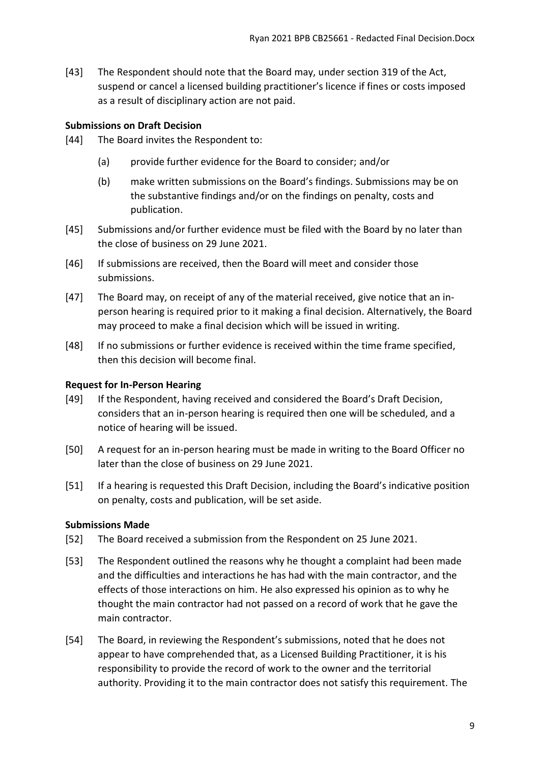[43] The Respondent should note that the Board may, under section 319 of the Act, suspend or cancel a licensed building practitioner's licence if fines or costs imposed as a result of disciplinary action are not paid.

### Submissions on Draft Decision

[44] The Board invites the Respondent to:

(a) provide further evidence for the Board to consider; and/or

(b) make written submissions on the Board's findings. Submissions may be on the substantive findings and/or on the findings on penalty, costs and publication.

[45] Submissions and/or further evidence must be filed with the Board by no later than the close of business on 29 June 2021.

[46] If submissions are received, then the Board will meet and consider those submissions.

[47] The Board may, on receipt of any of the material received, give notice that an in-person hearing is required prior to it making a final decision. Alternatively, the Board may proceed to make a final decision which will be issued in writing.

[48] If no submissions or further evidence is received within the time frame specified, then this decision will become final.

### Request for In-Person Hearing

[49] If the Respondent, having received and considered the Board's Draft Decision, considers that an in-person hearing is required then one will be scheduled, and a notice of hearing will be issued.

[50] A request for an in-person hearing must be made in writing to the Board Officer no later than the close of business on 29 June 2021.

[51] If a hearing is requested this Draft Decision, including the Board's indicative position on penalty, costs and publication, will be set aside.

### Submissions Made

[52] The Board received a submission from the Respondent on 25 June 2021.

[53] The Respondent outlined the reasons why he thought a complaint had been made and the difficulties and interactions he has had with the main contractor, and the effects of those interactions on him. He also expressed his opinion as to why he thought the main contractor had not passed on a record of work that he gave the main contractor.

[54] The Board, in reviewing the Respondent's submissions, noted that he does not appear to have comprehended that, as a Licensed Building Practitioner, it is his responsibility to provide the record of work to the owner and the territorial authority. Providing it to the main contractor does not satisfy this requirement. The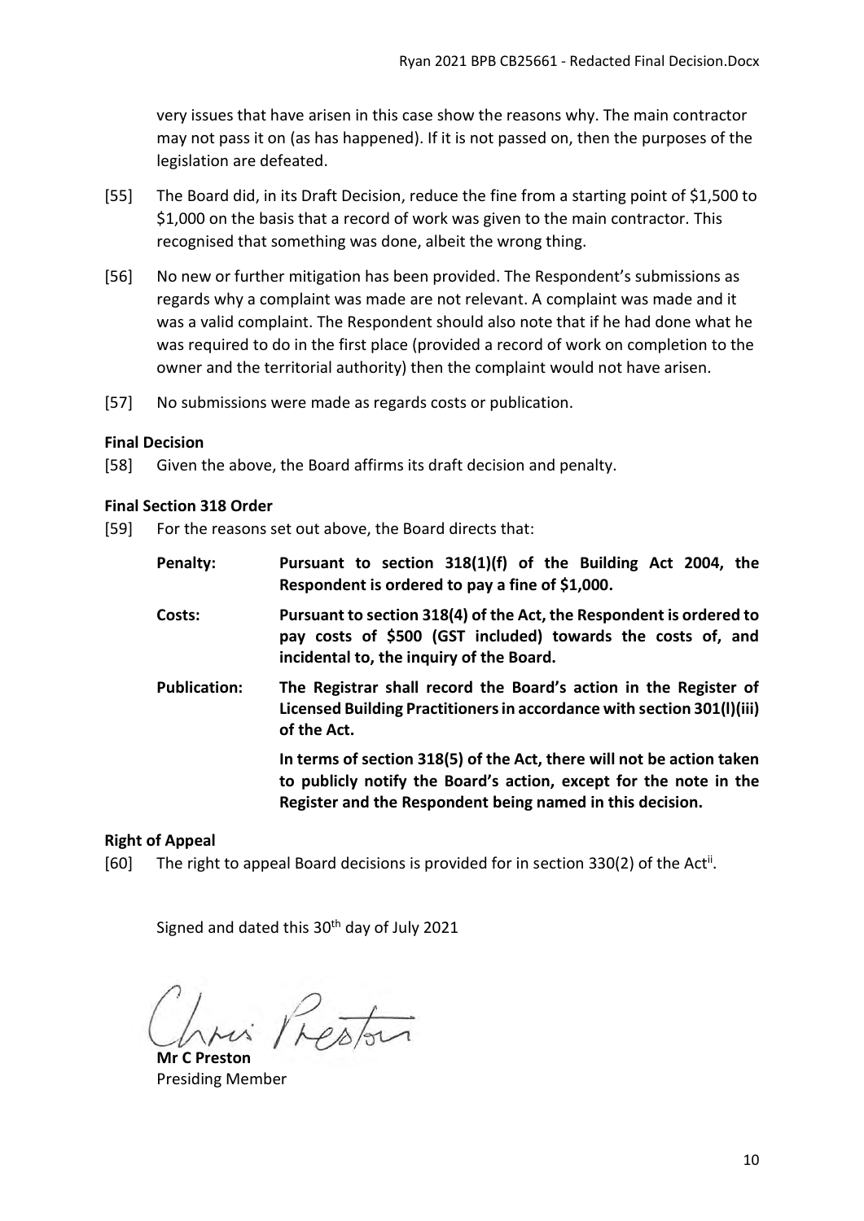very issues that have arisen in this case show the reasons why. The main contractor may not pass it on (as has happened). If it is not passed on, then the purposes of the legislation are defeated.

[55] The Board did, in its Draft Decision, reduce the fine from a starting point of $1,500 to $1,000 on the basis that a record of work was given to the main contractor. This recognised that something was done, albeit the wrong thing.

[56] No new or further mitigation has been provided. The Respondent's submissions as regards why a complaint was made are not relevant. A complaint was made and it was a valid complaint. The Respondent should also note that if he had done what he was required to do in the first place (provided a record of work on completion to the owner and the territorial authority) then the complaint would not have arisen.

[57] No submissions were made as regards costs or publication.

**Final Decision**

[58] Given the above, the Board affirms its draft decision and penalty.

**Final Section 318 Order**

[59] For the reasons set out above, the Board directs that:

**Penalty:** **Pursuant to section 318(1)(f) of the Building Act 2004, the Respondent is ordered to pay a fine of $1,000.**

**Costs:** **Pursuant to section 318(4) of the Act, the Respondent is ordered to pay costs of $500 (GST included) towards the costs of, and incidental to, the inquiry of the Board.**

**Publication:** **The Registrar shall record the Board's action in the Register of Licensed Building Practitioners in accordance with section 301(l)(iii) of the Act.**

**In terms of section 318(5) of the Act, there will not be action taken to publicly notify the Board's action, except for the note in the Register and the Respondent being named in this decision.**

**Right of Appeal**

[60] The right to appeal Board decisions is provided for in section 330(2) of the Act[ii].

Signed and dated this 30th day of July 2021

**Mr C Preston**
Presiding Member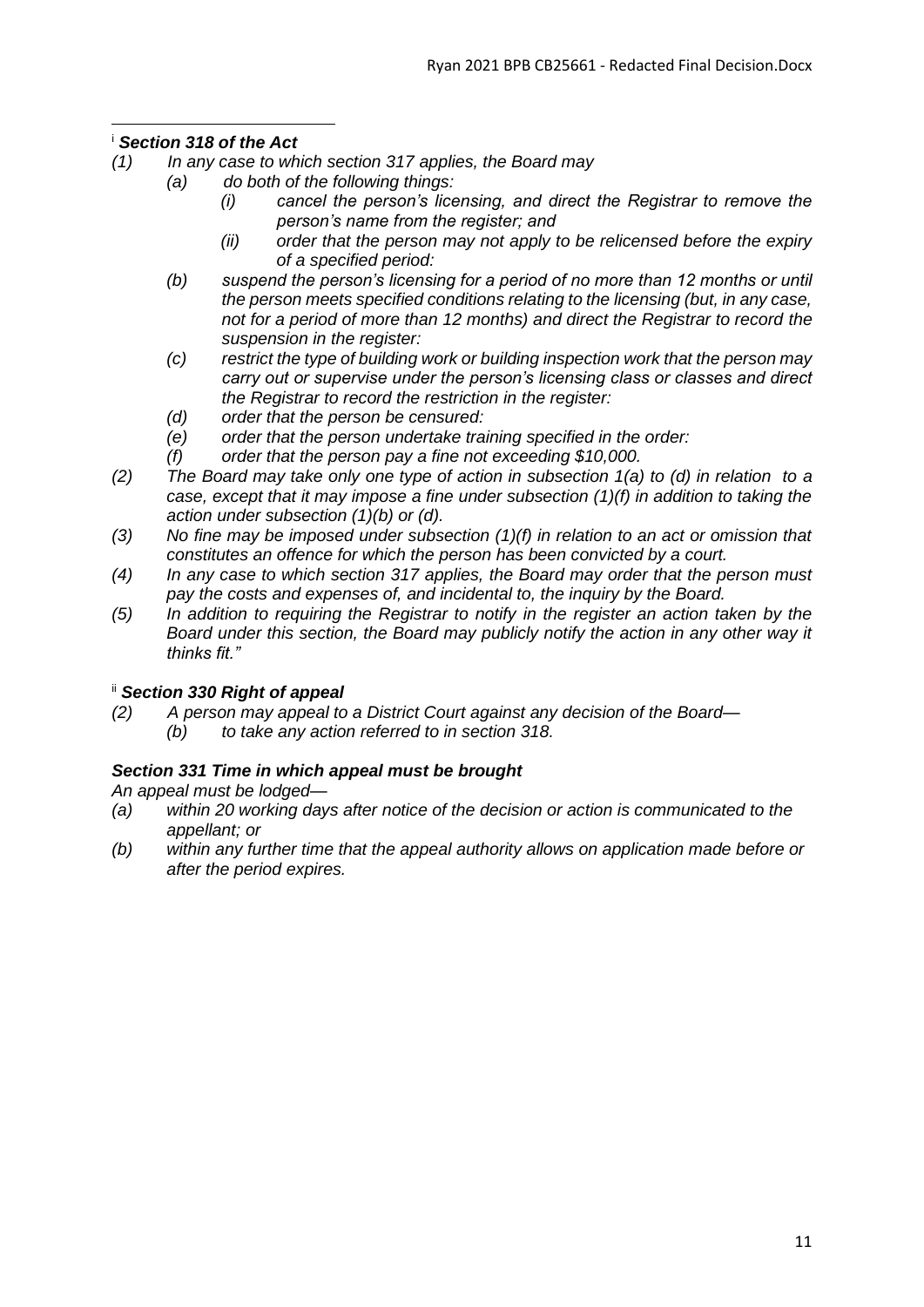[i] ***Section 318 of the Act***

*(1) In any case to which section 317 applies, the Board may*

*(a) do both of the following things:*

*(i) cancel the person's licensing, and direct the Registrar to remove the person's name from the register; and*

*(ii) order that the person may not apply to be relicensed before the expiry of a specified period:*

*(b) suspend the person's licensing for a period of no more than 12 months or until the person meets specified conditions relating to the licensing (but, in any case, not for a period of more than 12 months) and direct the Registrar to record the suspension in the register:*

*(c) restrict the type of building work or building inspection work that the person may carry out or supervise under the person's licensing class or classes and direct the Registrar to record the restriction in the register:*

*(d) order that the person be censured:*

*(e) order that the person undertake training specified in the order:*

*(f) order that the person pay a fine not exceeding $10,000.*

*(2) The Board may take only one type of action in subsection 1(a) to (d) in relation to a case, except that it may impose a fine under subsection (1)(f) in addition to taking the action under subsection (1)(b) or (d).*

*(3) No fine may be imposed under subsection (1)(f) in relation to an act or omission that constitutes an offence for which the person has been convicted by a court.*

*(4) In any case to which section 317 applies, the Board may order that the person must pay the costs and expenses of, and incidental to, the inquiry by the Board.*

*(5) In addition to requiring the Registrar to notify in the register an action taken by the Board under this section, the Board may publicly notify the action in any other way it thinks fit."*

[ii] ***Section 330 Right of appeal***

*(2) A person may appeal to a District Court against any decision of the Board—*

*(b) to take any action referred to in section 318.*

***Section 331 Time in which appeal must be brought***

*An appeal must be lodged—*

*(a) within 20 working days after notice of the decision or action is communicated to the appellant; or*

*(b) within any further time that the appeal authority allows on application made before or after the period expires.*